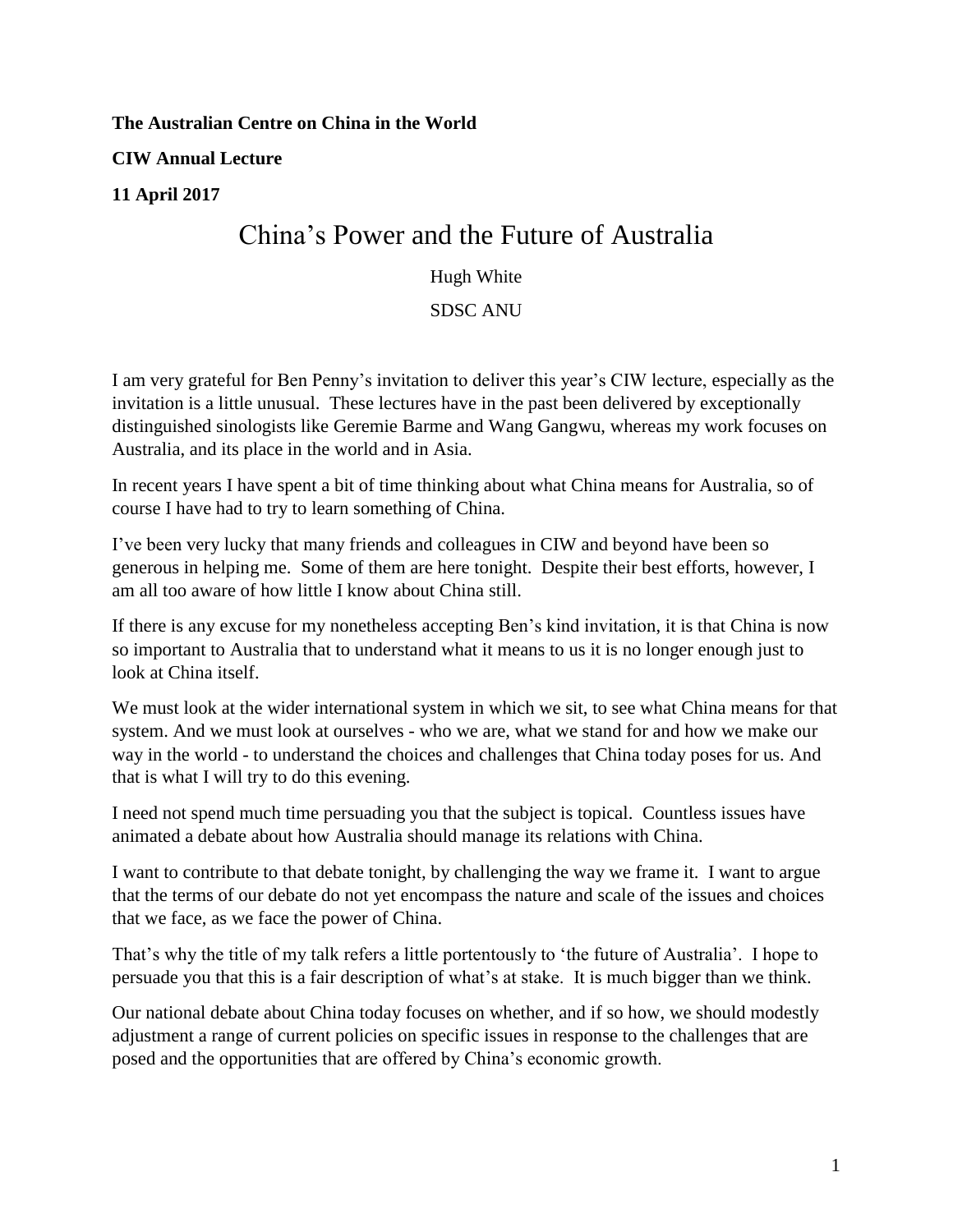**The Australian Centre on China in the World**

**CIW Annual Lecture**

**11 April 2017**

# China's Power and the Future of Australia

Hugh White

SDSC ANU

I am very grateful for Ben Penny's invitation to deliver this year's CIW lecture, especially as the invitation is a little unusual. These lectures have in the past been delivered by exceptionally distinguished sinologists like Geremie Barme and Wang Gangwu, whereas my work focuses on Australia, and its place in the world and in Asia.

In recent years I have spent a bit of time thinking about what China means for Australia, so of course I have had to try to learn something of China.

I've been very lucky that many friends and colleagues in CIW and beyond have been so generous in helping me. Some of them are here tonight. Despite their best efforts, however, I am all too aware of how little I know about China still.

If there is any excuse for my nonetheless accepting Ben's kind invitation, it is that China is now so important to Australia that to understand what it means to us it is no longer enough just to look at China itself.

We must look at the wider international system in which we sit, to see what China means for that system. And we must look at ourselves - who we are, what we stand for and how we make our way in the world - to understand the choices and challenges that China today poses for us. And that is what I will try to do this evening.

I need not spend much time persuading you that the subject is topical. Countless issues have animated a debate about how Australia should manage its relations with China.

I want to contribute to that debate tonight, by challenging the way we frame it. I want to argue that the terms of our debate do not yet encompass the nature and scale of the issues and choices that we face, as we face the power of China.

That's why the title of my talk refers a little portentously to 'the future of Australia'. I hope to persuade you that this is a fair description of what's at stake. It is much bigger than we think.

Our national debate about China today focuses on whether, and if so how, we should modestly adjustment a range of current policies on specific issues in response to the challenges that are posed and the opportunities that are offered by China's economic growth.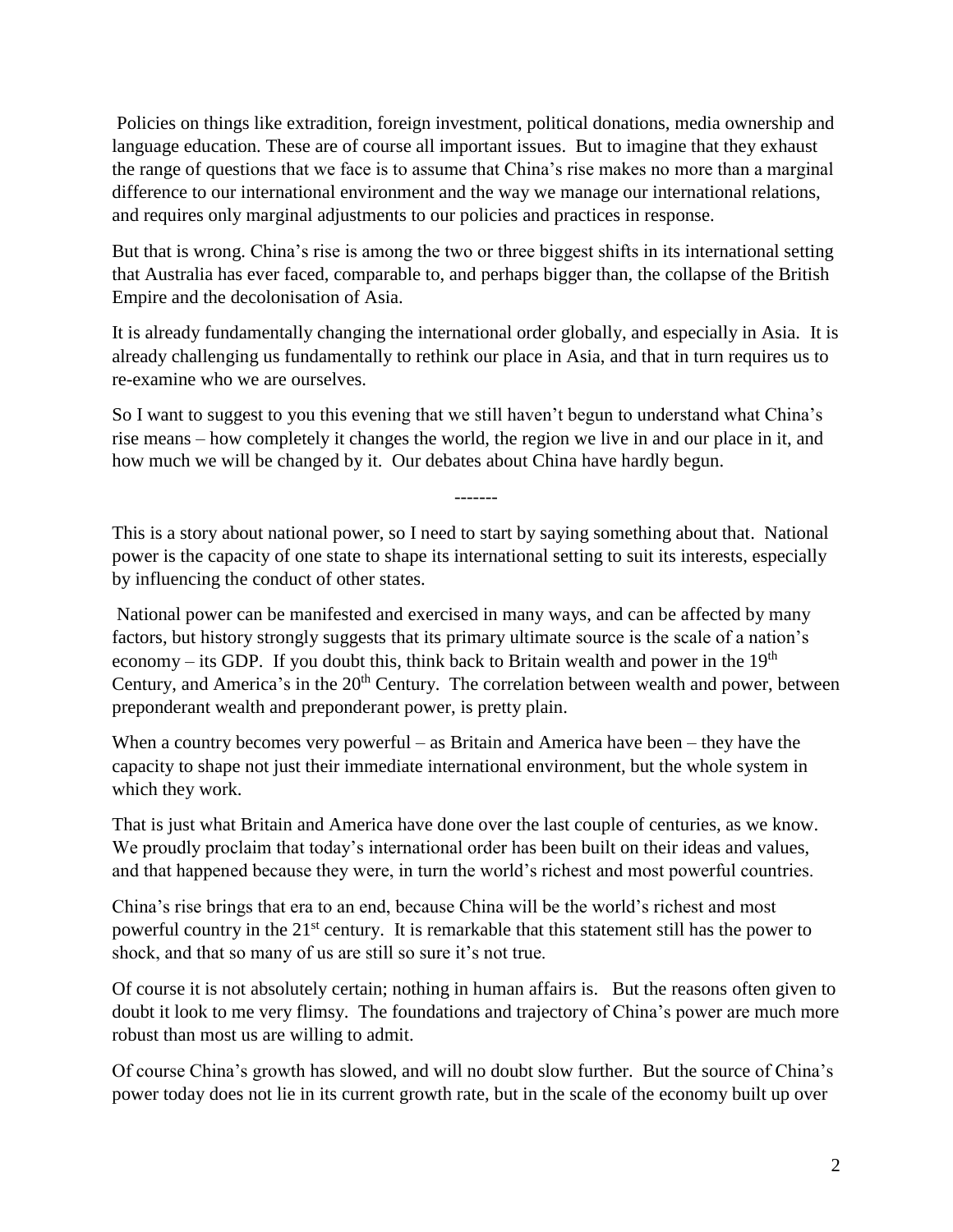Policies on things like extradition, foreign investment, political donations, media ownership and language education. These are of course all important issues. But to imagine that they exhaust the range of questions that we face is to assume that China's rise makes no more than a marginal difference to our international environment and the way we manage our international relations, and requires only marginal adjustments to our policies and practices in response.

But that is wrong. China's rise is among the two or three biggest shifts in its international setting that Australia has ever faced, comparable to, and perhaps bigger than, the collapse of the British Empire and the decolonisation of Asia.

It is already fundamentally changing the international order globally, and especially in Asia. It is already challenging us fundamentally to rethink our place in Asia, and that in turn requires us to re-examine who we are ourselves.

So I want to suggest to you this evening that we still haven't begun to understand what China's rise means – how completely it changes the world, the region we live in and our place in it, and how much we will be changed by it. Our debates about China have hardly begun.

-------

This is a story about national power, so I need to start by saying something about that. National power is the capacity of one state to shape its international setting to suit its interests, especially by influencing the conduct of other states.

National power can be manifested and exercised in many ways, and can be affected by many factors, but history strongly suggests that its primary ultimate source is the scale of a nation's economy – its GDP. If you doubt this, think back to Britain wealth and power in the 19th Century, and America's in the 20th Century. The correlation between wealth and power, between preponderant wealth and preponderant power, is pretty plain.

When a country becomes very powerful – as Britain and America have been – they have the capacity to shape not just their immediate international environment, but the whole system in which they work.

That is just what Britain and America have done over the last couple of centuries, as we know. We proudly proclaim that today's international order has been built on their ideas and values, and that happened because they were, in turn the world's richest and most powerful countries.

China's rise brings that era to an end, because China will be the world's richest and most powerful country in the 21st century. It is remarkable that this statement still has the power to shock, and that so many of us are still so sure it's not true.

Of course it is not absolutely certain; nothing in human affairs is. But the reasons often given to doubt it look to me very flimsy. The foundations and trajectory of China's power are much more robust than most us are willing to admit.

Of course China's growth has slowed, and will no doubt slow further. But the source of China's power today does not lie in its current growth rate, but in the scale of the economy built up over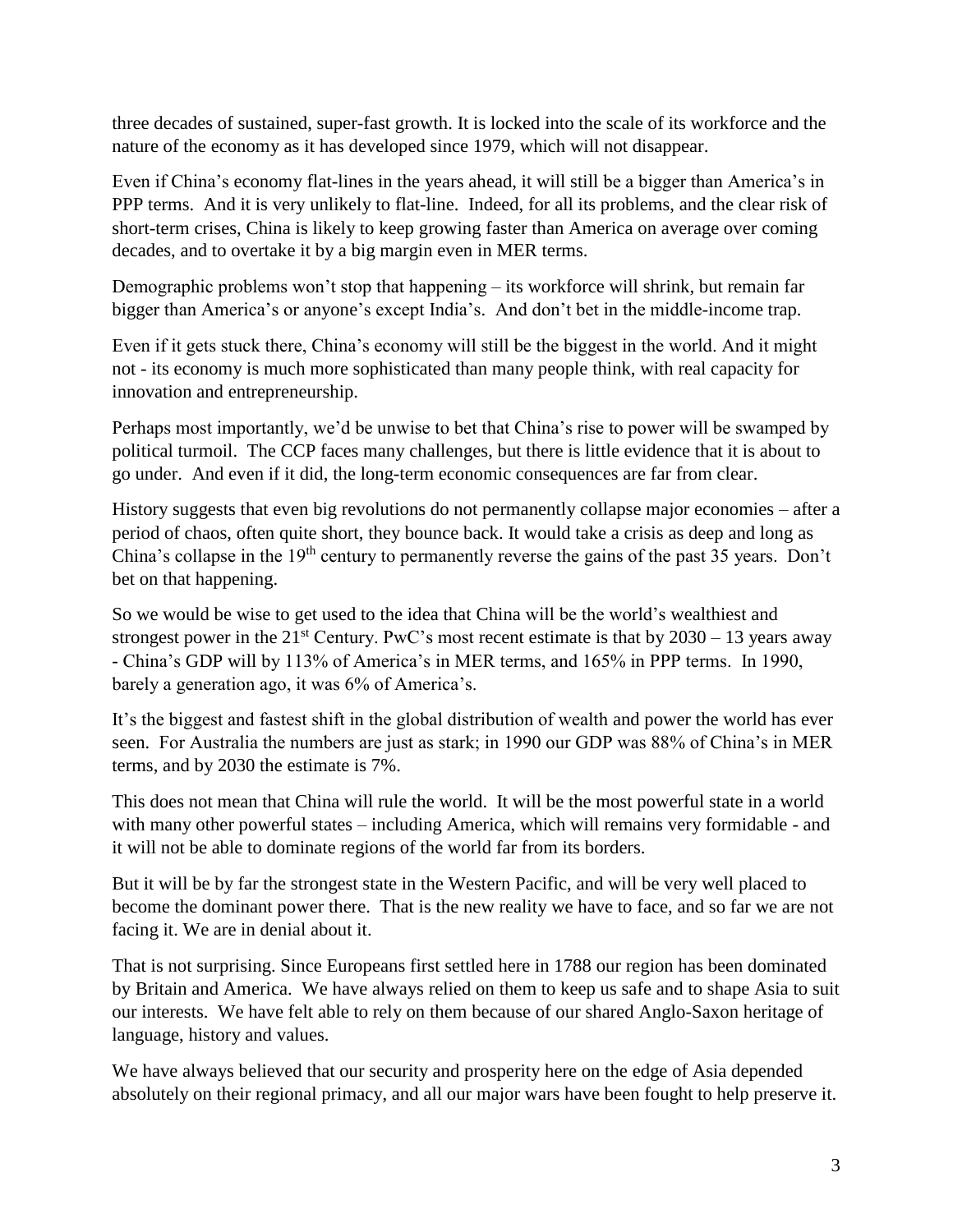three decades of sustained, super-fast growth. It is locked into the scale of its workforce and the nature of the economy as it has developed since 1979, which will not disappear.

Even if China's economy flat-lines in the years ahead, it will still be a bigger than America's in PPP terms. And it is very unlikely to flat-line. Indeed, for all its problems, and the clear risk of short-term crises, China is likely to keep growing faster than America on average over coming decades, and to overtake it by a big margin even in MER terms.

Demographic problems won't stop that happening – its workforce will shrink, but remain far bigger than America's or anyone's except India's. And don't bet in the middle-income trap.

Even if it gets stuck there, China's economy will still be the biggest in the world. And it might not - its economy is much more sophisticated than many people think, with real capacity for innovation and entrepreneurship.

Perhaps most importantly, we'd be unwise to bet that China's rise to power will be swamped by political turmoil. The CCP faces many challenges, but there is little evidence that it is about to go under. And even if it did, the long-term economic consequences are far from clear.

History suggests that even big revolutions do not permanently collapse major economies – after a period of chaos, often quite short, they bounce back. It would take a crisis as deep and long as China's collapse in the 19th century to permanently reverse the gains of the past 35 years. Don't bet on that happening.

So we would be wise to get used to the idea that China will be the world's wealthiest and strongest power in the 21st Century. PwC's most recent estimate is that by 2030 – 13 years away - China's GDP will by 113% of America's in MER terms, and 165% in PPP terms. In 1990, barely a generation ago, it was 6% of America's.

It's the biggest and fastest shift in the global distribution of wealth and power the world has ever seen. For Australia the numbers are just as stark; in 1990 our GDP was 88% of China's in MER terms, and by 2030 the estimate is 7%.

This does not mean that China will rule the world. It will be the most powerful state in a world with many other powerful states – including America, which will remains very formidable - and it will not be able to dominate regions of the world far from its borders.

But it will be by far the strongest state in the Western Pacific, and will be very well placed to become the dominant power there. That is the new reality we have to face, and so far we are not facing it. We are in denial about it.

That is not surprising. Since Europeans first settled here in 1788 our region has been dominated by Britain and America. We have always relied on them to keep us safe and to shape Asia to suit our interests. We have felt able to rely on them because of our shared Anglo-Saxon heritage of language, history and values.

We have always believed that our security and prosperity here on the edge of Asia depended absolutely on their regional primacy, and all our major wars have been fought to help preserve it.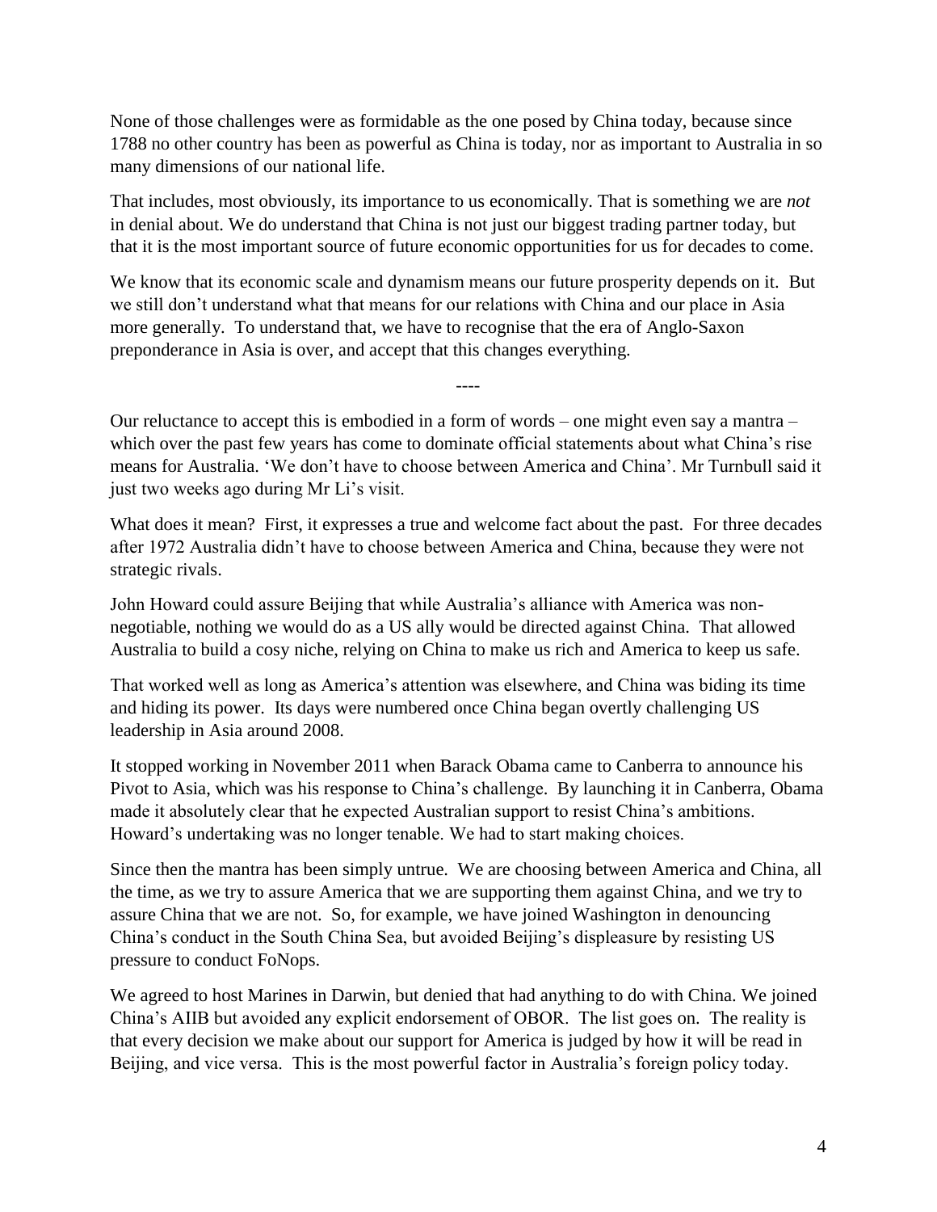None of those challenges were as formidable as the one posed by China today, because since 1788 no other country has been as powerful as China is today, nor as important to Australia in so many dimensions of our national life.

That includes, most obviously, its importance to us economically. That is something we are *not* in denial about. We do understand that China is not just our biggest trading partner today, but that it is the most important source of future economic opportunities for us for decades to come.

We know that its economic scale and dynamism means our future prosperity depends on it. But we still don't understand what that means for our relations with China and our place in Asia more generally. To understand that, we have to recognise that the era of Anglo-Saxon preponderance in Asia is over, and accept that this changes everything.

----

Our reluctance to accept this is embodied in a form of words – one might even say a mantra – which over the past few years has come to dominate official statements about what China's rise means for Australia. 'We don't have to choose between America and China'. Mr Turnbull said it just two weeks ago during Mr Li's visit.

What does it mean? First, it expresses a true and welcome fact about the past. For three decades after 1972 Australia didn't have to choose between America and China, because they were not strategic rivals.

John Howard could assure Beijing that while Australia's alliance with America was non-negotiable, nothing we would do as a US ally would be directed against China. That allowed Australia to build a cosy niche, relying on China to make us rich and America to keep us safe.

That worked well as long as America's attention was elsewhere, and China was biding its time and hiding its power. Its days were numbered once China began overtly challenging US leadership in Asia around 2008.

It stopped working in November 2011 when Barack Obama came to Canberra to announce his Pivot to Asia, which was his response to China's challenge. By launching it in Canberra, Obama made it absolutely clear that he expected Australian support to resist China's ambitions. Howard's undertaking was no longer tenable. We had to start making choices.

Since then the mantra has been simply untrue. We are choosing between America and China, all the time, as we try to assure America that we are supporting them against China, and we try to assure China that we are not. So, for example, we have joined Washington in denouncing China's conduct in the South China Sea, but avoided Beijing's displeasure by resisting US pressure to conduct FoNops.

We agreed to host Marines in Darwin, but denied that had anything to do with China. We joined China's AIIB but avoided any explicit endorsement of OBOR. The list goes on. The reality is that every decision we make about our support for America is judged by how it will be read in Beijing, and vice versa. This is the most powerful factor in Australia's foreign policy today.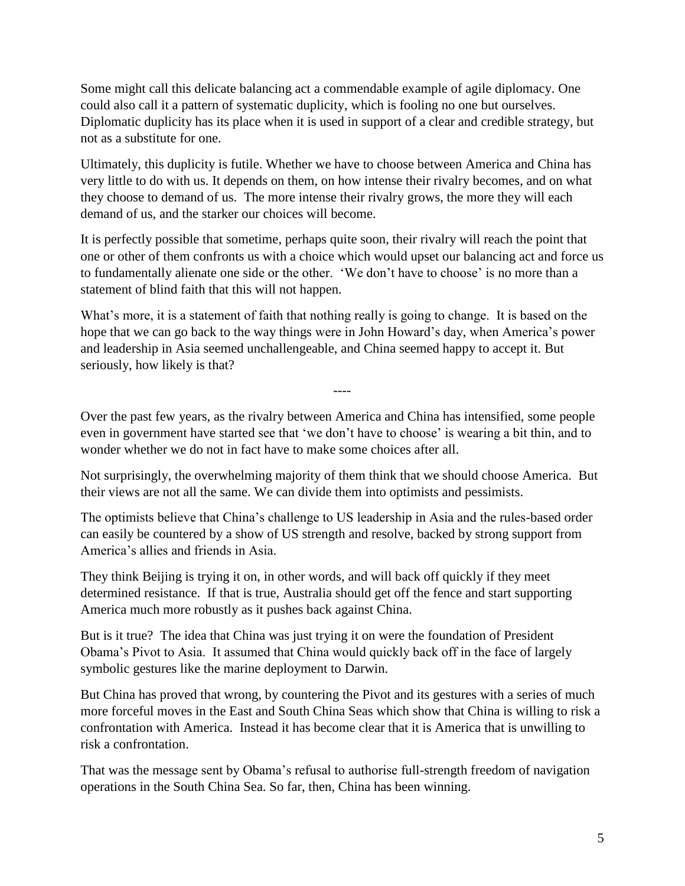Some might call this delicate balancing act a commendable example of agile diplomacy. One could also call it a pattern of systematic duplicity, which is fooling no one but ourselves. Diplomatic duplicity has its place when it is used in support of a clear and credible strategy, but not as a substitute for one.

Ultimately, this duplicity is futile. Whether we have to choose between America and China has very little to do with us. It depends on them, on how intense their rivalry becomes, and on what they choose to demand of us. The more intense their rivalry grows, the more they will each demand of us, and the starker our choices will become.

It is perfectly possible that sometime, perhaps quite soon, their rivalry will reach the point that one or other of them confronts us with a choice which would upset our balancing act and force us to fundamentally alienate one side or the other. 'We don't have to choose' is no more than a statement of blind faith that this will not happen.

What's more, it is a statement of faith that nothing really is going to change. It is based on the hope that we can go back to the way things were in John Howard's day, when America's power and leadership in Asia seemed unchallengeable, and China seemed happy to accept it. But seriously, how likely is that?

----

Over the past few years, as the rivalry between America and China has intensified, some people even in government have started see that 'we don't have to choose' is wearing a bit thin, and to wonder whether we do not in fact have to make some choices after all.

Not surprisingly, the overwhelming majority of them think that we should choose America. But their views are not all the same. We can divide them into optimists and pessimists.

The optimists believe that China's challenge to US leadership in Asia and the rules-based order can easily be countered by a show of US strength and resolve, backed by strong support from America's allies and friends in Asia.

They think Beijing is trying it on, in other words, and will back off quickly if they meet determined resistance. If that is true, Australia should get off the fence and start supporting America much more robustly as it pushes back against China.

But is it true? The idea that China was just trying it on were the foundation of President Obama's Pivot to Asia. It assumed that China would quickly back off in the face of largely symbolic gestures like the marine deployment to Darwin.

But China has proved that wrong, by countering the Pivot and its gestures with a series of much more forceful moves in the East and South China Seas which show that China is willing to risk a confrontation with America. Instead it has become clear that it is America that is unwilling to risk a confrontation.

That was the message sent by Obama's refusal to authorise full-strength freedom of navigation operations in the South China Sea. So far, then, China has been winning.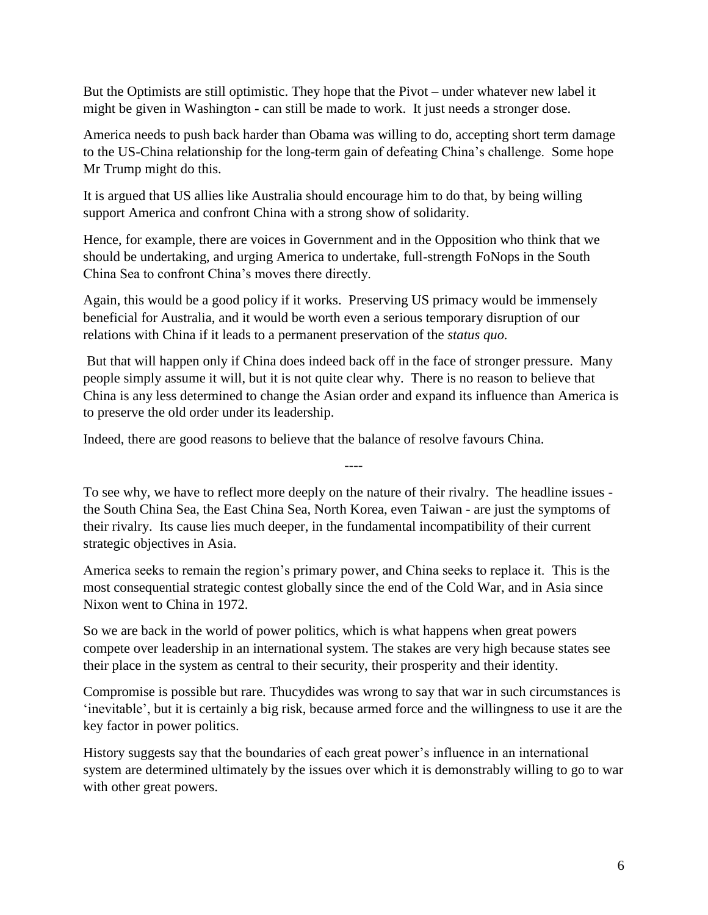But the Optimists are still optimistic. They hope that the Pivot – under whatever new label it might be given in Washington - can still be made to work. It just needs a stronger dose.

America needs to push back harder than Obama was willing to do, accepting short term damage to the US-China relationship for the long-term gain of defeating China's challenge. Some hope Mr Trump might do this.

It is argued that US allies like Australia should encourage him to do that, by being willing support America and confront China with a strong show of solidarity.

Hence, for example, there are voices in Government and in the Opposition who think that we should be undertaking, and urging America to undertake, full-strength FoNops in the South China Sea to confront China's moves there directly.

Again, this would be a good policy if it works. Preserving US primacy would be immensely beneficial for Australia, and it would be worth even a serious temporary disruption of our relations with China if it leads to a permanent preservation of the *status quo.*

But that will happen only if China does indeed back off in the face of stronger pressure. Many people simply assume it will, but it is not quite clear why. There is no reason to believe that China is any less determined to change the Asian order and expand its influence than America is to preserve the old order under its leadership.

Indeed, there are good reasons to believe that the balance of resolve favours China.

----

To see why, we have to reflect more deeply on the nature of their rivalry. The headline issues - the South China Sea, the East China Sea, North Korea, even Taiwan - are just the symptoms of their rivalry. Its cause lies much deeper, in the fundamental incompatibility of their current strategic objectives in Asia.

America seeks to remain the region's primary power, and China seeks to replace it. This is the most consequential strategic contest globally since the end of the Cold War, and in Asia since Nixon went to China in 1972.

So we are back in the world of power politics, which is what happens when great powers compete over leadership in an international system. The stakes are very high because states see their place in the system as central to their security, their prosperity and their identity.

Compromise is possible but rare. Thucydides was wrong to say that war in such circumstances is 'inevitable', but it is certainly a big risk, because armed force and the willingness to use it are the key factor in power politics.

History suggests say that the boundaries of each great power's influence in an international system are determined ultimately by the issues over which it is demonstrably willing to go to war with other great powers.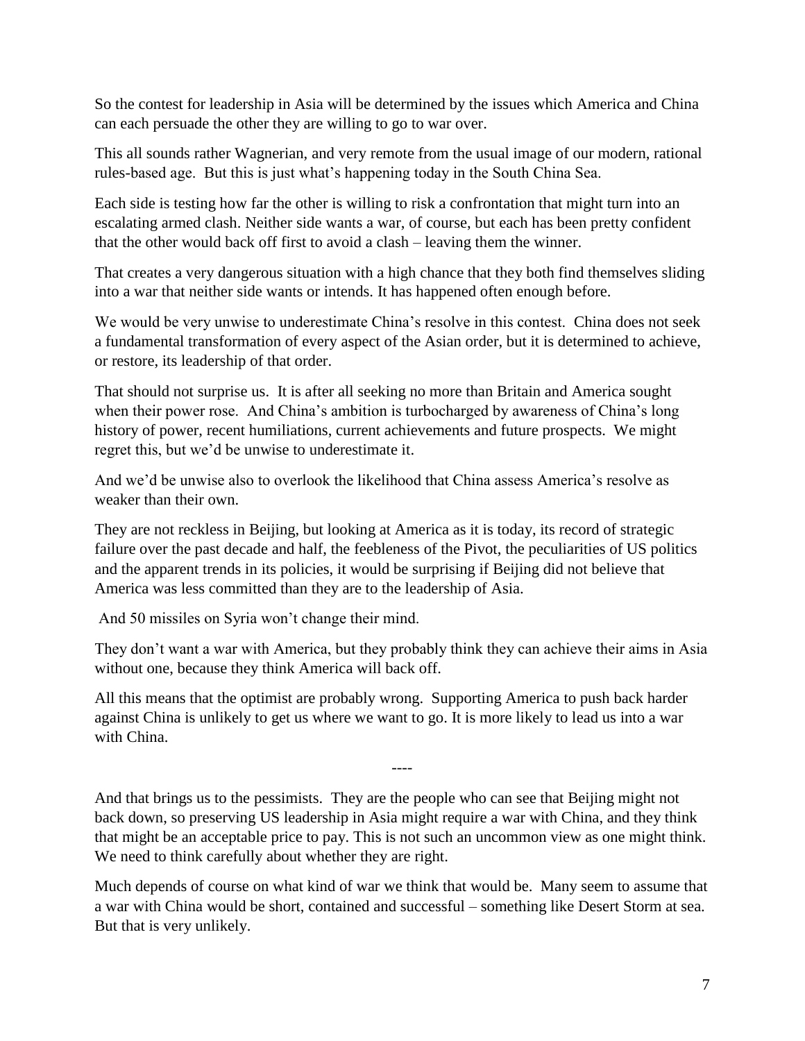So the contest for leadership in Asia will be determined by the issues which America and China can each persuade the other they are willing to go to war over.

This all sounds rather Wagnerian, and very remote from the usual image of our modern, rational rules-based age. But this is just what's happening today in the South China Sea.

Each side is testing how far the other is willing to risk a confrontation that might turn into an escalating armed clash. Neither side wants a war, of course, but each has been pretty confident that the other would back off first to avoid a clash – leaving them the winner.

That creates a very dangerous situation with a high chance that they both find themselves sliding into a war that neither side wants or intends. It has happened often enough before.

We would be very unwise to underestimate China's resolve in this contest. China does not seek a fundamental transformation of every aspect of the Asian order, but it is determined to achieve, or restore, its leadership of that order.

That should not surprise us. It is after all seeking no more than Britain and America sought when their power rose. And China's ambition is turbocharged by awareness of China's long history of power, recent humiliations, current achievements and future prospects. We might regret this, but we'd be unwise to underestimate it.

And we'd be unwise also to overlook the likelihood that China assess America's resolve as weaker than their own.

They are not reckless in Beijing, but looking at America as it is today, its record of strategic failure over the past decade and half, the feebleness of the Pivot, the peculiarities of US politics and the apparent trends in its policies, it would be surprising if Beijing did not believe that America was less committed than they are to the leadership of Asia.

And 50 missiles on Syria won't change their mind.

They don't want a war with America, but they probably think they can achieve their aims in Asia without one, because they think America will back off.

All this means that the optimist are probably wrong. Supporting America to push back harder against China is unlikely to get us where we want to go. It is more likely to lead us into a war with China.

----

And that brings us to the pessimists. They are the people who can see that Beijing might not back down, so preserving US leadership in Asia might require a war with China, and they think that might be an acceptable price to pay. This is not such an uncommon view as one might think. We need to think carefully about whether they are right.

Much depends of course on what kind of war we think that would be. Many seem to assume that a war with China would be short, contained and successful – something like Desert Storm at sea. But that is very unlikely.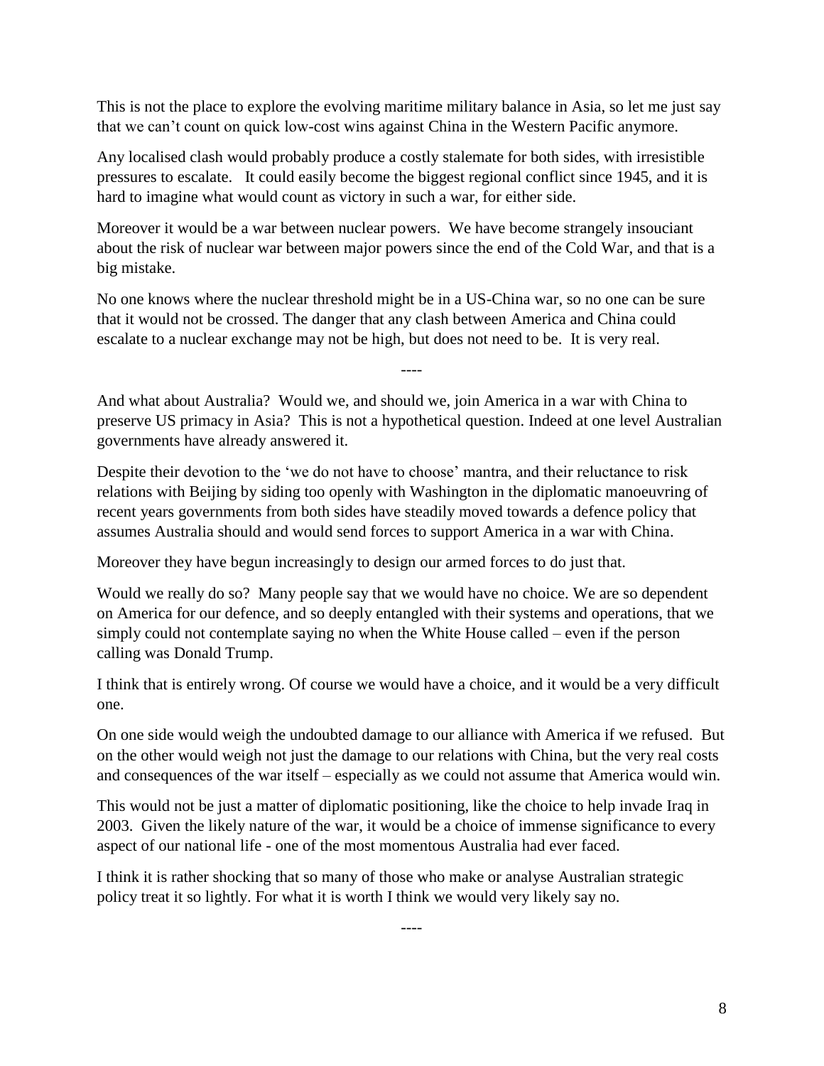This is not the place to explore the evolving maritime military balance in Asia, so let me just say that we can't count on quick low-cost wins against China in the Western Pacific anymore.

Any localised clash would probably produce a costly stalemate for both sides, with irresistible pressures to escalate. It could easily become the biggest regional conflict since 1945, and it is hard to imagine what would count as victory in such a war, for either side.

Moreover it would be a war between nuclear powers. We have become strangely insouciant about the risk of nuclear war between major powers since the end of the Cold War, and that is a big mistake.

No one knows where the nuclear threshold might be in a US-China war, so no one can be sure that it would not be crossed. The danger that any clash between America and China could escalate to a nuclear exchange may not be high, but does not need to be. It is very real.

----

And what about Australia? Would we, and should we, join America in a war with China to preserve US primacy in Asia? This is not a hypothetical question. Indeed at one level Australian governments have already answered it.

Despite their devotion to the 'we do not have to choose' mantra, and their reluctance to risk relations with Beijing by siding too openly with Washington in the diplomatic manoeuvring of recent years governments from both sides have steadily moved towards a defence policy that assumes Australia should and would send forces to support America in a war with China.

Moreover they have begun increasingly to design our armed forces to do just that.

Would we really do so? Many people say that we would have no choice. We are so dependent on America for our defence, and so deeply entangled with their systems and operations, that we simply could not contemplate saying no when the White House called – even if the person calling was Donald Trump.

I think that is entirely wrong. Of course we would have a choice, and it would be a very difficult one.

On one side would weigh the undoubted damage to our alliance with America if we refused. But on the other would weigh not just the damage to our relations with China, but the very real costs and consequences of the war itself – especially as we could not assume that America would win.

This would not be just a matter of diplomatic positioning, like the choice to help invade Iraq in 2003. Given the likely nature of the war, it would be a choice of immense significance to every aspect of our national life - one of the most momentous Australia had ever faced.

I think it is rather shocking that so many of those who make or analyse Australian strategic policy treat it so lightly. For what it is worth I think we would very likely say no.

----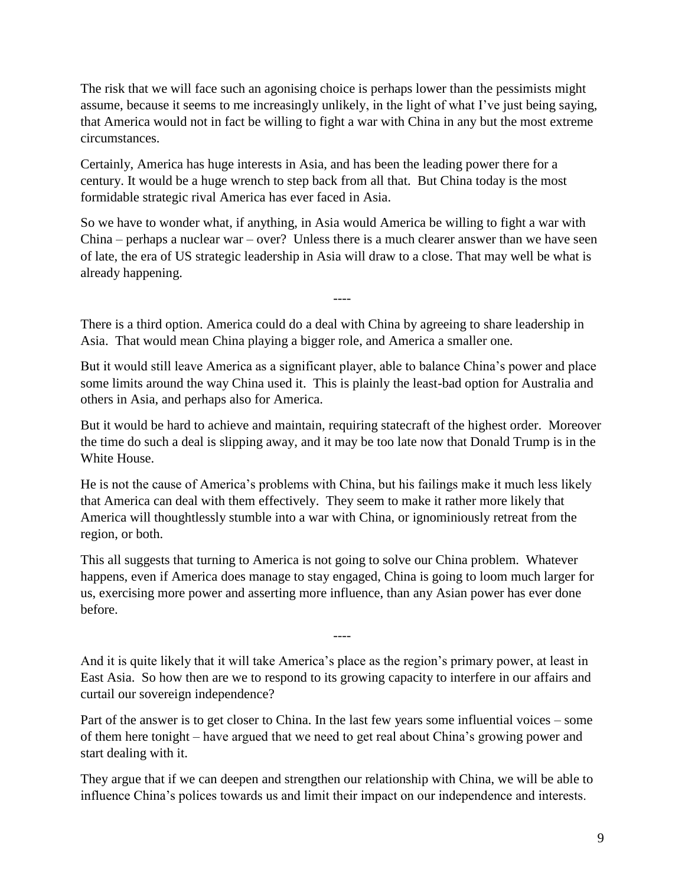The risk that we will face such an agonising choice is perhaps lower than the pessimists might assume, because it seems to me increasingly unlikely, in the light of what I've just being saying, that America would not in fact be willing to fight a war with China in any but the most extreme circumstances.

Certainly, America has huge interests in Asia, and has been the leading power there for a century. It would be a huge wrench to step back from all that. But China today is the most formidable strategic rival America has ever faced in Asia.

So we have to wonder what, if anything, in Asia would America be willing to fight a war with China – perhaps a nuclear war – over? Unless there is a much clearer answer than we have seen of late, the era of US strategic leadership in Asia will draw to a close. That may well be what is already happening.

----

There is a third option. America could do a deal with China by agreeing to share leadership in Asia. That would mean China playing a bigger role, and America a smaller one.

But it would still leave America as a significant player, able to balance China's power and place some limits around the way China used it. This is plainly the least-bad option for Australia and others in Asia, and perhaps also for America.

But it would be hard to achieve and maintain, requiring statecraft of the highest order. Moreover the time do such a deal is slipping away, and it may be too late now that Donald Trump is in the White House.

He is not the cause of America's problems with China, but his failings make it much less likely that America can deal with them effectively. They seem to make it rather more likely that America will thoughtlessly stumble into a war with China, or ignominiously retreat from the region, or both.

This all suggests that turning to America is not going to solve our China problem. Whatever happens, even if America does manage to stay engaged, China is going to loom much larger for us, exercising more power and asserting more influence, than any Asian power has ever done before.

----

And it is quite likely that it will take America's place as the region's primary power, at least in East Asia. So how then are we to respond to its growing capacity to interfere in our affairs and curtail our sovereign independence?

Part of the answer is to get closer to China. In the last few years some influential voices – some of them here tonight – have argued that we need to get real about China's growing power and start dealing with it.

They argue that if we can deepen and strengthen our relationship with China, we will be able to influence China's polices towards us and limit their impact on our independence and interests.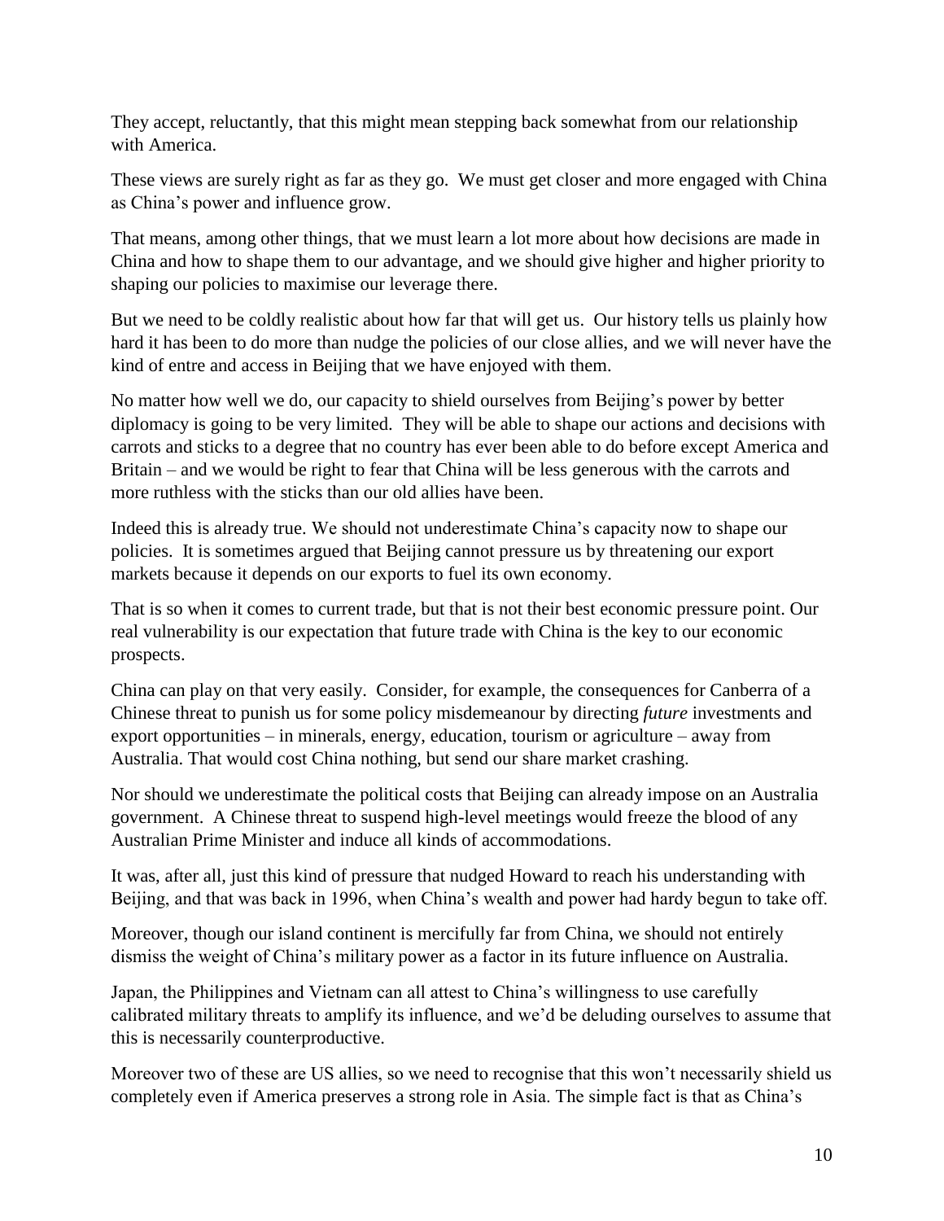They accept, reluctantly, that this might mean stepping back somewhat from our relationship with America.

These views are surely right as far as they go. We must get closer and more engaged with China as China's power and influence grow.

That means, among other things, that we must learn a lot more about how decisions are made in China and how to shape them to our advantage, and we should give higher and higher priority to shaping our policies to maximise our leverage there.

But we need to be coldly realistic about how far that will get us. Our history tells us plainly how hard it has been to do more than nudge the policies of our close allies, and we will never have the kind of entre and access in Beijing that we have enjoyed with them.

No matter how well we do, our capacity to shield ourselves from Beijing's power by better diplomacy is going to be very limited. They will be able to shape our actions and decisions with carrots and sticks to a degree that no country has ever been able to do before except America and Britain – and we would be right to fear that China will be less generous with the carrots and more ruthless with the sticks than our old allies have been.

Indeed this is already true. We should not underestimate China's capacity now to shape our policies. It is sometimes argued that Beijing cannot pressure us by threatening our export markets because it depends on our exports to fuel its own economy.

That is so when it comes to current trade, but that is not their best economic pressure point. Our real vulnerability is our expectation that future trade with China is the key to our economic prospects.

China can play on that very easily. Consider, for example, the consequences for Canberra of a Chinese threat to punish us for some policy misdemeanour by directing *future* investments and export opportunities – in minerals, energy, education, tourism or agriculture – away from Australia. That would cost China nothing, but send our share market crashing.

Nor should we underestimate the political costs that Beijing can already impose on an Australia government. A Chinese threat to suspend high-level meetings would freeze the blood of any Australian Prime Minister and induce all kinds of accommodations.

It was, after all, just this kind of pressure that nudged Howard to reach his understanding with Beijing, and that was back in 1996, when China's wealth and power had hardy begun to take off.

Moreover, though our island continent is mercifully far from China, we should not entirely dismiss the weight of China's military power as a factor in its future influence on Australia.

Japan, the Philippines and Vietnam can all attest to China's willingness to use carefully calibrated military threats to amplify its influence, and we'd be deluding ourselves to assume that this is necessarily counterproductive.

Moreover two of these are US allies, so we need to recognise that this won't necessarily shield us completely even if America preserves a strong role in Asia. The simple fact is that as China's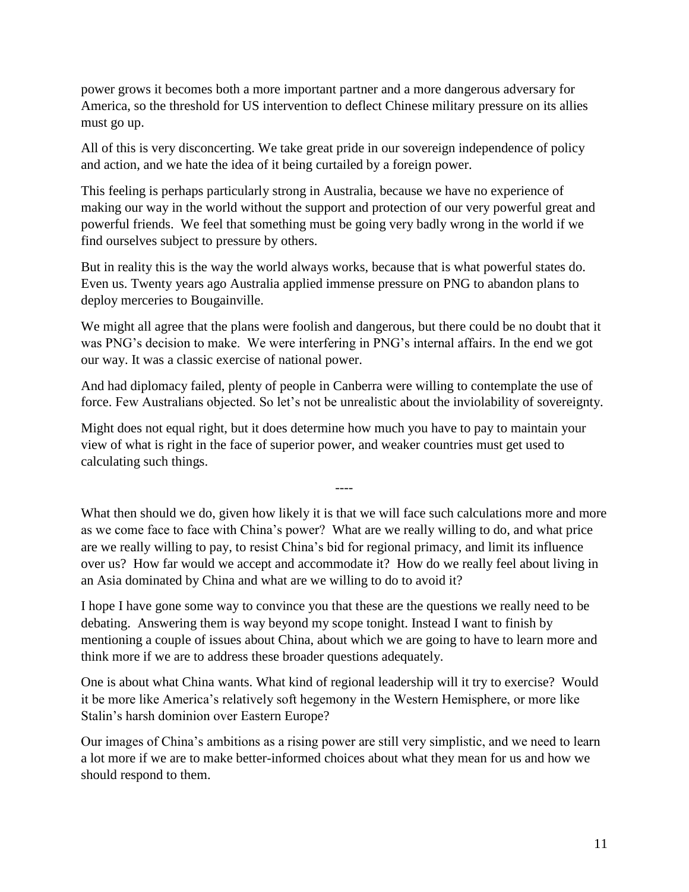power grows it becomes both a more important partner and a more dangerous adversary for America, so the threshold for US intervention to deflect Chinese military pressure on its allies must go up.

All of this is very disconcerting. We take great pride in our sovereign independence of policy and action, and we hate the idea of it being curtailed by a foreign power.

This feeling is perhaps particularly strong in Australia, because we have no experience of making our way in the world without the support and protection of our very powerful great and powerful friends. We feel that something must be going very badly wrong in the world if we find ourselves subject to pressure by others.

But in reality this is the way the world always works, because that is what powerful states do. Even us. Twenty years ago Australia applied immense pressure on PNG to abandon plans to deploy merceries to Bougainville.

We might all agree that the plans were foolish and dangerous, but there could be no doubt that it was PNG's decision to make. We were interfering in PNG's internal affairs. In the end we got our way. It was a classic exercise of national power.

And had diplomacy failed, plenty of people in Canberra were willing to contemplate the use of force. Few Australians objected. So let's not be unrealistic about the inviolability of sovereignty.

Might does not equal right, but it does determine how much you have to pay to maintain your view of what is right in the face of superior power, and weaker countries must get used to calculating such things.

----

What then should we do, given how likely it is that we will face such calculations more and more as we come face to face with China's power? What are we really willing to do, and what price are we really willing to pay, to resist China's bid for regional primacy, and limit its influence over us? How far would we accept and accommodate it? How do we really feel about living in an Asia dominated by China and what are we willing to do to avoid it?

I hope I have gone some way to convince you that these are the questions we really need to be debating. Answering them is way beyond my scope tonight. Instead I want to finish by mentioning a couple of issues about China, about which we are going to have to learn more and think more if we are to address these broader questions adequately.

One is about what China wants. What kind of regional leadership will it try to exercise? Would it be more like America's relatively soft hegemony in the Western Hemisphere, or more like Stalin's harsh dominion over Eastern Europe?

Our images of China's ambitions as a rising power are still very simplistic, and we need to learn a lot more if we are to make better-informed choices about what they mean for us and how we should respond to them.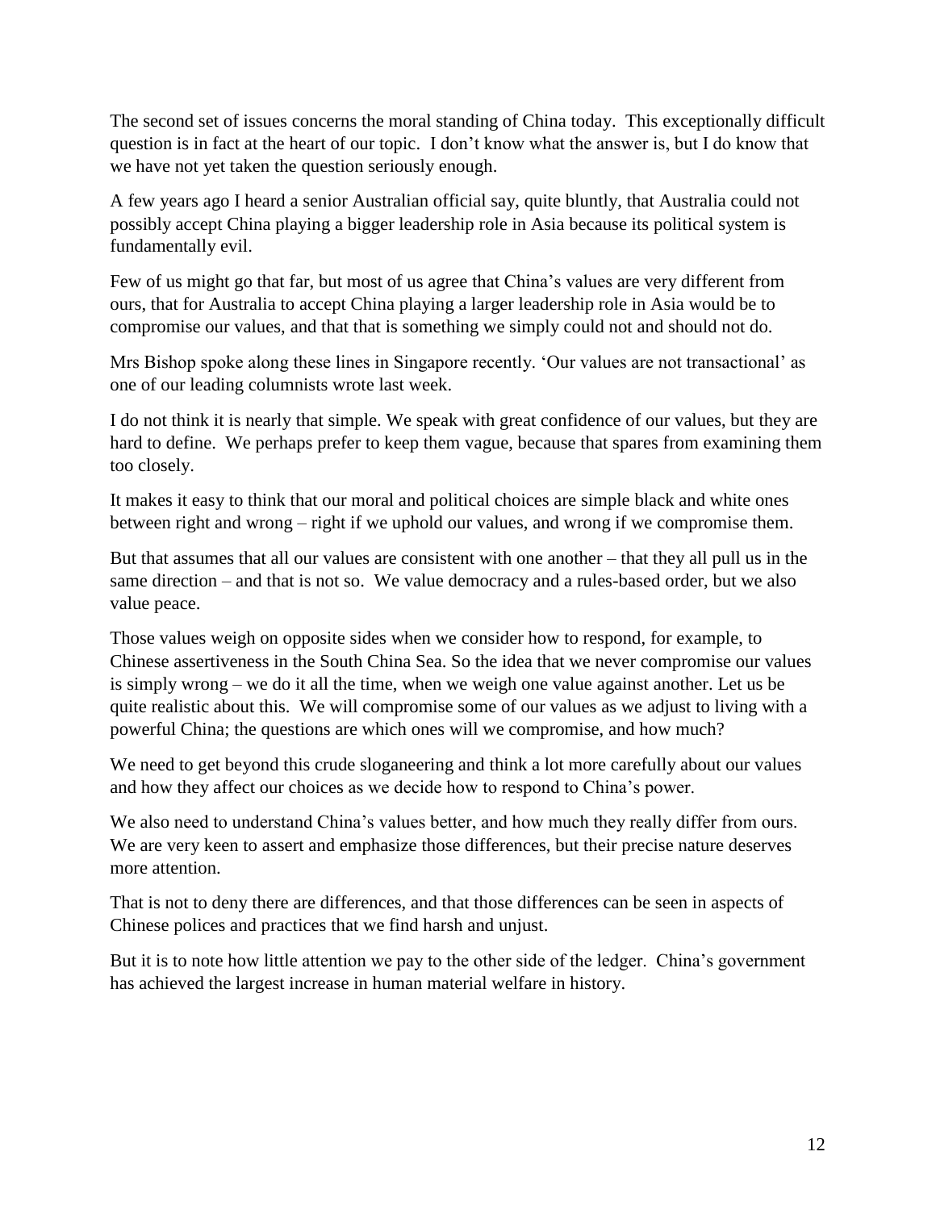The second set of issues concerns the moral standing of China today. This exceptionally difficult question is in fact at the heart of our topic. I don't know what the answer is, but I do know that we have not yet taken the question seriously enough.

A few years ago I heard a senior Australian official say, quite bluntly, that Australia could not possibly accept China playing a bigger leadership role in Asia because its political system is fundamentally evil.

Few of us might go that far, but most of us agree that China's values are very different from ours, that for Australia to accept China playing a larger leadership role in Asia would be to compromise our values, and that that is something we simply could not and should not do.

Mrs Bishop spoke along these lines in Singapore recently. 'Our values are not transactional' as one of our leading columnists wrote last week.

I do not think it is nearly that simple. We speak with great confidence of our values, but they are hard to define. We perhaps prefer to keep them vague, because that spares from examining them too closely.

It makes it easy to think that our moral and political choices are simple black and white ones between right and wrong – right if we uphold our values, and wrong if we compromise them.

But that assumes that all our values are consistent with one another – that they all pull us in the same direction – and that is not so. We value democracy and a rules-based order, but we also value peace.

Those values weigh on opposite sides when we consider how to respond, for example, to Chinese assertiveness in the South China Sea. So the idea that we never compromise our values is simply wrong – we do it all the time, when we weigh one value against another. Let us be quite realistic about this. We will compromise some of our values as we adjust to living with a powerful China; the questions are which ones will we compromise, and how much?

We need to get beyond this crude sloganeering and think a lot more carefully about our values and how they affect our choices as we decide how to respond to China's power.

We also need to understand China's values better, and how much they really differ from ours. We are very keen to assert and emphasize those differences, but their precise nature deserves more attention.

That is not to deny there are differences, and that those differences can be seen in aspects of Chinese polices and practices that we find harsh and unjust.

But it is to note how little attention we pay to the other side of the ledger. China's government has achieved the largest increase in human material welfare in history.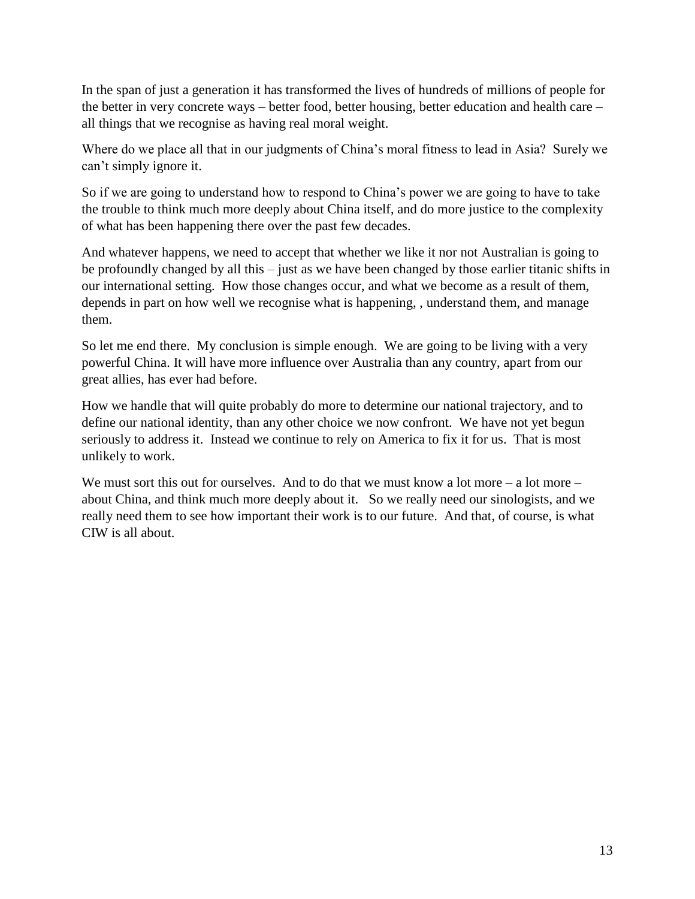In the span of just a generation it has transformed the lives of hundreds of millions of people for the better in very concrete ways – better food, better housing, better education and health care – all things that we recognise as having real moral weight.

Where do we place all that in our judgments of China's moral fitness to lead in Asia? Surely we can't simply ignore it.

So if we are going to understand how to respond to China's power we are going to have to take the trouble to think much more deeply about China itself, and do more justice to the complexity of what has been happening there over the past few decades.

And whatever happens, we need to accept that whether we like it nor not Australian is going to be profoundly changed by all this – just as we have been changed by those earlier titanic shifts in our international setting. How those changes occur, and what we become as a result of them, depends in part on how well we recognise what is happening, , understand them, and manage them.

So let me end there. My conclusion is simple enough. We are going to be living with a very powerful China. It will have more influence over Australia than any country, apart from our great allies, has ever had before.

How we handle that will quite probably do more to determine our national trajectory, and to define our national identity, than any other choice we now confront. We have not yet begun seriously to address it. Instead we continue to rely on America to fix it for us. That is most unlikely to work.

We must sort this out for ourselves. And to do that we must know a lot more – a lot more – about China, and think much more deeply about it. So we really need our sinologists, and we really need them to see how important their work is to our future. And that, of course, is what CIW is all about.